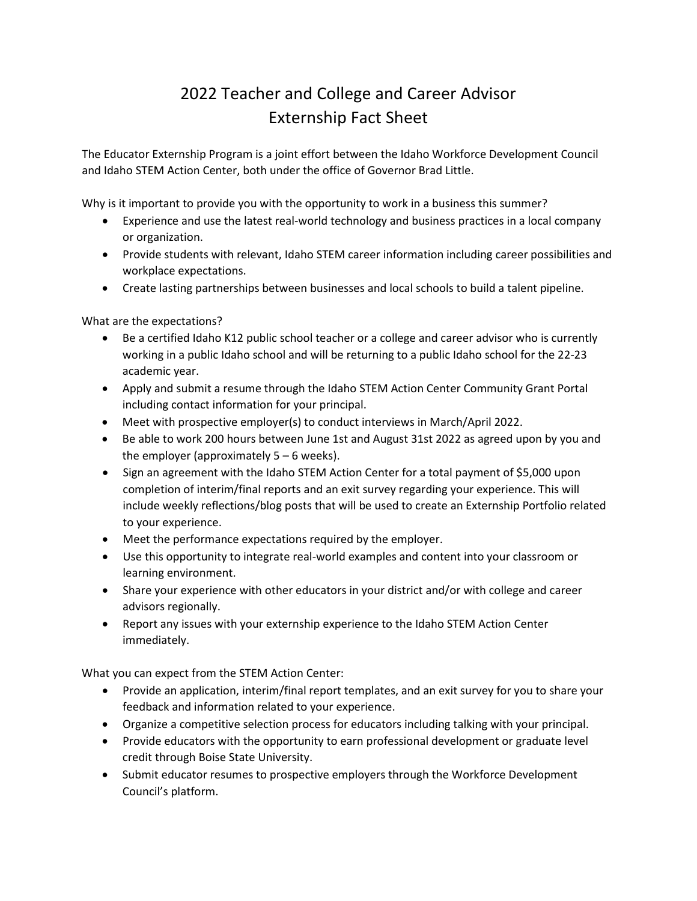# 2022 Teacher and College and Career Advisor Externship Fact Sheet

The Educator Externship Program is a joint effort between the Idaho Workforce Development Council and Idaho STEM Action Center, both under the office of Governor Brad Little.

Why is it important to provide you with the opportunity to work in a business this summer?

- Experience and use the latest real-world technology and business practices in a local company or organization.
- Provide students with relevant, Idaho STEM career information including career possibilities and workplace expectations.
- Create lasting partnerships between businesses and local schools to build a talent pipeline.

What are the expectations?

- Be a certified Idaho K12 public school teacher or a college and career advisor who is currently working in a public Idaho school and will be returning to a public Idaho school for the 22-23 academic year.
- Apply and submit a resume through the Idaho STEM Action Center Community Grant Portal including contact information for your principal.
- Meet with prospective employer(s) to conduct interviews in March/April 2022.
- Be able to work 200 hours between June 1st and August 31st 2022 as agreed upon by you and the employer (approximately 5 – 6 weeks).
- Sign an agreement with the Idaho STEM Action Center for a total payment of $5,000 upon completion of interim/final reports and an exit survey regarding your experience. This will include weekly reflections/blog posts that will be used to create an Externship Portfolio related to your experience.
- Meet the performance expectations required by the employer.
- Use this opportunity to integrate real-world examples and content into your classroom or learning environment.
- Share your experience with other educators in your district and/or with college and career advisors regionally.
- Report any issues with your externship experience to the Idaho STEM Action Center immediately.

What you can expect from the STEM Action Center:

- Provide an application, interim/final report templates, and an exit survey for you to share your feedback and information related to your experience.
- Organize a competitive selection process for educators including talking with your principal.
- Provide educators with the opportunity to earn professional development or graduate level credit through Boise State University.
- Submit educator resumes to prospective employers through the Workforce Development Council's platform.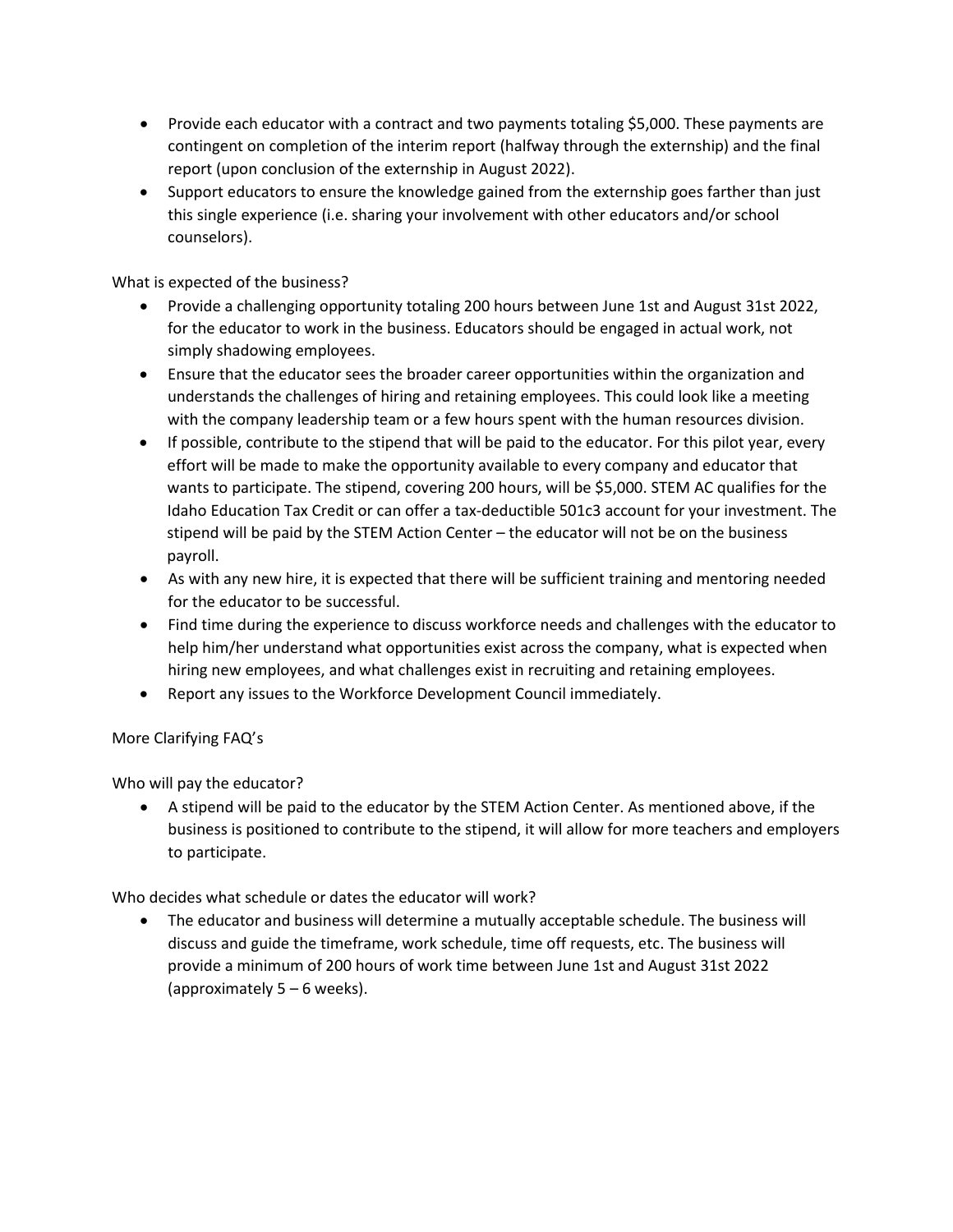- Provide each educator with a contract and two payments totaling $5,000. These payments are contingent on completion of the interim report (halfway through the externship) and the final report (upon conclusion of the externship in August 2022).
- Support educators to ensure the knowledge gained from the externship goes farther than just this single experience (i.e. sharing your involvement with other educators and/or school counselors).

What is expected of the business?

- Provide a challenging opportunity totaling 200 hours between June 1st and August 31st 2022, for the educator to work in the business. Educators should be engaged in actual work, not simply shadowing employees.
- Ensure that the educator sees the broader career opportunities within the organization and understands the challenges of hiring and retaining employees. This could look like a meeting with the company leadership team or a few hours spent with the human resources division.
- If possible, contribute to the stipend that will be paid to the educator. For this pilot year, every effort will be made to make the opportunity available to every company and educator that wants to participate. The stipend, covering 200 hours, will be $5,000. STEM AC qualifies for the Idaho Education Tax Credit or can offer a tax-deductible 501c3 account for your investment. The stipend will be paid by the STEM Action Center – the educator will not be on the business payroll.
- As with any new hire, it is expected that there will be sufficient training and mentoring needed for the educator to be successful.
- Find time during the experience to discuss workforce needs and challenges with the educator to help him/her understand what opportunities exist across the company, what is expected when hiring new employees, and what challenges exist in recruiting and retaining employees.
- Report any issues to the Workforce Development Council immediately.

More Clarifying FAQ's

Who will pay the educator?

- A stipend will be paid to the educator by the STEM Action Center. As mentioned above, if the business is positioned to contribute to the stipend, it will allow for more teachers and employers to participate.

Who decides what schedule or dates the educator will work?

- The educator and business will determine a mutually acceptable schedule. The business will discuss and guide the timeframe, work schedule, time off requests, etc. The business will provide a minimum of 200 hours of work time between June 1st and August 31st 2022 (approximately 5 – 6 weeks).